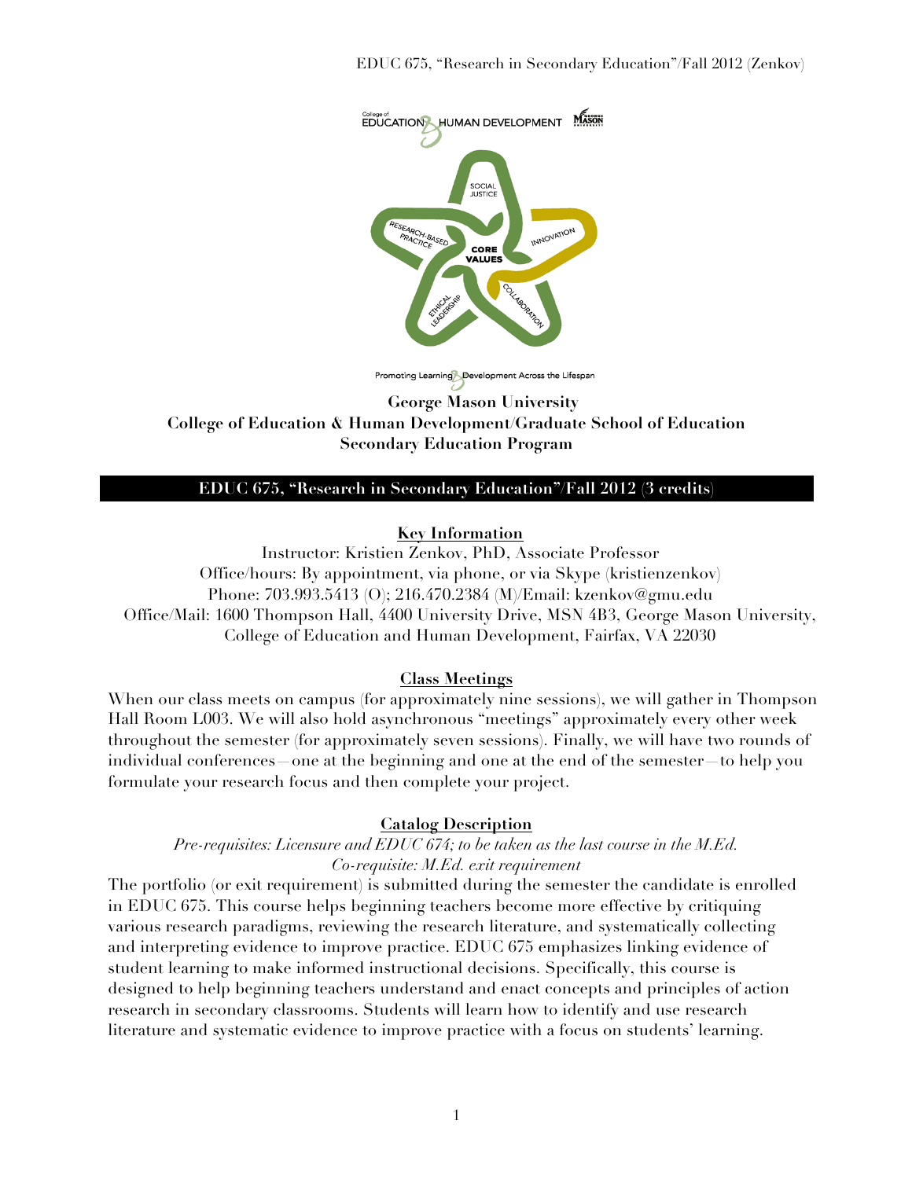George Mason University
College of Education & Human Development/Graduate School of Education
Secondary Education Program

# EDUC 675, "Research in Secondary Education"/Fall 2012 (3 credits)

## Key Information

Instructor: Kristien Zenkov, PhD, Associate Professor
Office/hours: By appointment, via phone, or via Skype (kristienzenkov)
Phone: 703.993.5413 (O); 216.470.2384 (M)/Email: kzenkov@gmu.edu
Office/Mail: 1600 Thompson Hall, 4400 University Drive, MSN 4B3, George Mason University, College of Education and Human Development, Fairfax, VA 22030

## Class Meetings

When our class meets on campus (for approximately nine sessions), we will gather in Thompson Hall Room L003. We will also hold asynchronous "meetings" approximately every other week throughout the semester (for approximately seven sessions). Finally, we will have two rounds of individual conferences—one at the beginning and one at the end of the semester—to help you formulate your research focus and then complete your project.

## Catalog Description

*Pre-requisites: Licensure and EDUC 674; to be taken as the last course in the M.Ed.*
*Co-requisite: M.Ed. exit requirement*

The portfolio (or exit requirement) is submitted during the semester the candidate is enrolled in EDUC 675. This course helps beginning teachers become more effective by critiquing various research paradigms, reviewing the research literature, and systematically collecting and interpreting evidence to improve practice. EDUC 675 emphasizes linking evidence of student learning to make informed instructional decisions. Specifically, this course is designed to help beginning teachers understand and enact concepts and principles of action research in secondary classrooms. Students will learn how to identify and use research literature and systematic evidence to improve practice with a focus on students' learning.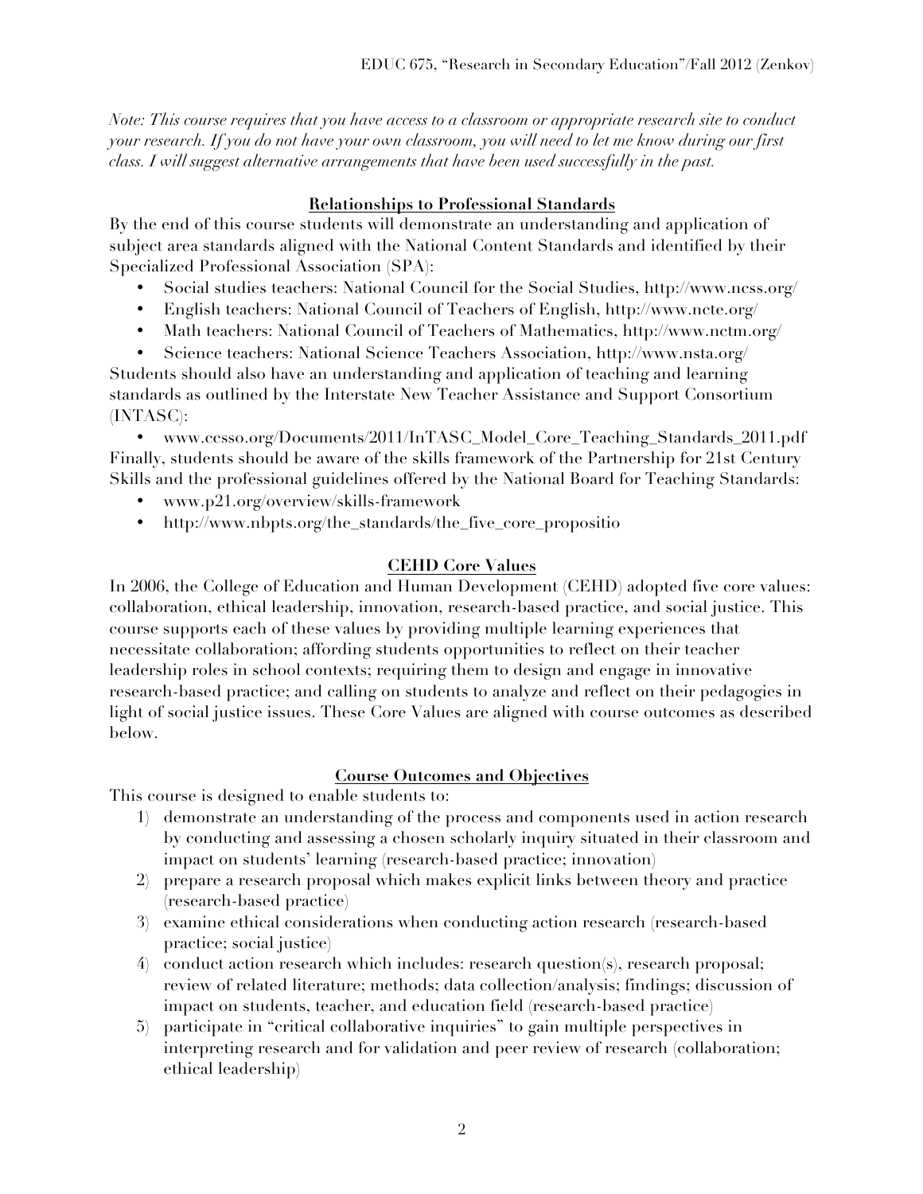*Note: This course requires that you have access to a classroom or appropriate research site to conduct your research. If you do not have your own classroom, you will need to let me know during our first class. I will suggest alternative arrangements that have been used successfully in the past.*

## Relationships to Professional Standards

By the end of this course students will demonstrate an understanding and application of subject area standards aligned with the National Content Standards and identified by their Specialized Professional Association (SPA):

- Social studies teachers: National Council for the Social Studies, http://www.ncss.org/
- English teachers: National Council of Teachers of English, http://www.ncte.org/
- Math teachers: National Council of Teachers of Mathematics, http://www.nctm.org/
- Science teachers: National Science Teachers Association, http://www.nsta.org/

Students should also have an understanding and application of teaching and learning standards as outlined by the Interstate New Teacher Assistance and Support Consortium (INTASC):

- www.ccsso.org/Documents/2011/InTASC_Model_Core_Teaching_Standards_2011.pdf

Finally, students should be aware of the skills framework of the Partnership for 21st Century Skills and the professional guidelines offered by the National Board for Teaching Standards:

- www.p21.org/overview/skills-framework
- http://www.nbpts.org/the_standards/the_five_core_propositio

## CEHD Core Values

In 2006, the College of Education and Human Development (CEHD) adopted five core values: collaboration, ethical leadership, innovation, research-based practice, and social justice. This course supports each of these values by providing multiple learning experiences that necessitate collaboration; affording students opportunities to reflect on their teacher leadership roles in school contexts; requiring them to design and engage in innovative research-based practice; and calling on students to analyze and reflect on their pedagogies in light of social justice issues. These Core Values are aligned with course outcomes as described below.

## Course Outcomes and Objectives

This course is designed to enable students to:

1) demonstrate an understanding of the process and components used in action research by conducting and assessing a chosen scholarly inquiry situated in their classroom and impact on students' learning (research-based practice; innovation)
2) prepare a research proposal which makes explicit links between theory and practice (research-based practice)
3) examine ethical considerations when conducting action research (research-based practice; social justice)
4) conduct action research which includes: research question(s), research proposal; review of related literature; methods; data collection/analysis; findings; discussion of impact on students, teacher, and education field (research-based practice)
5) participate in "critical collaborative inquiries" to gain multiple perspectives in interpreting research and for validation and peer review of research (collaboration; ethical leadership)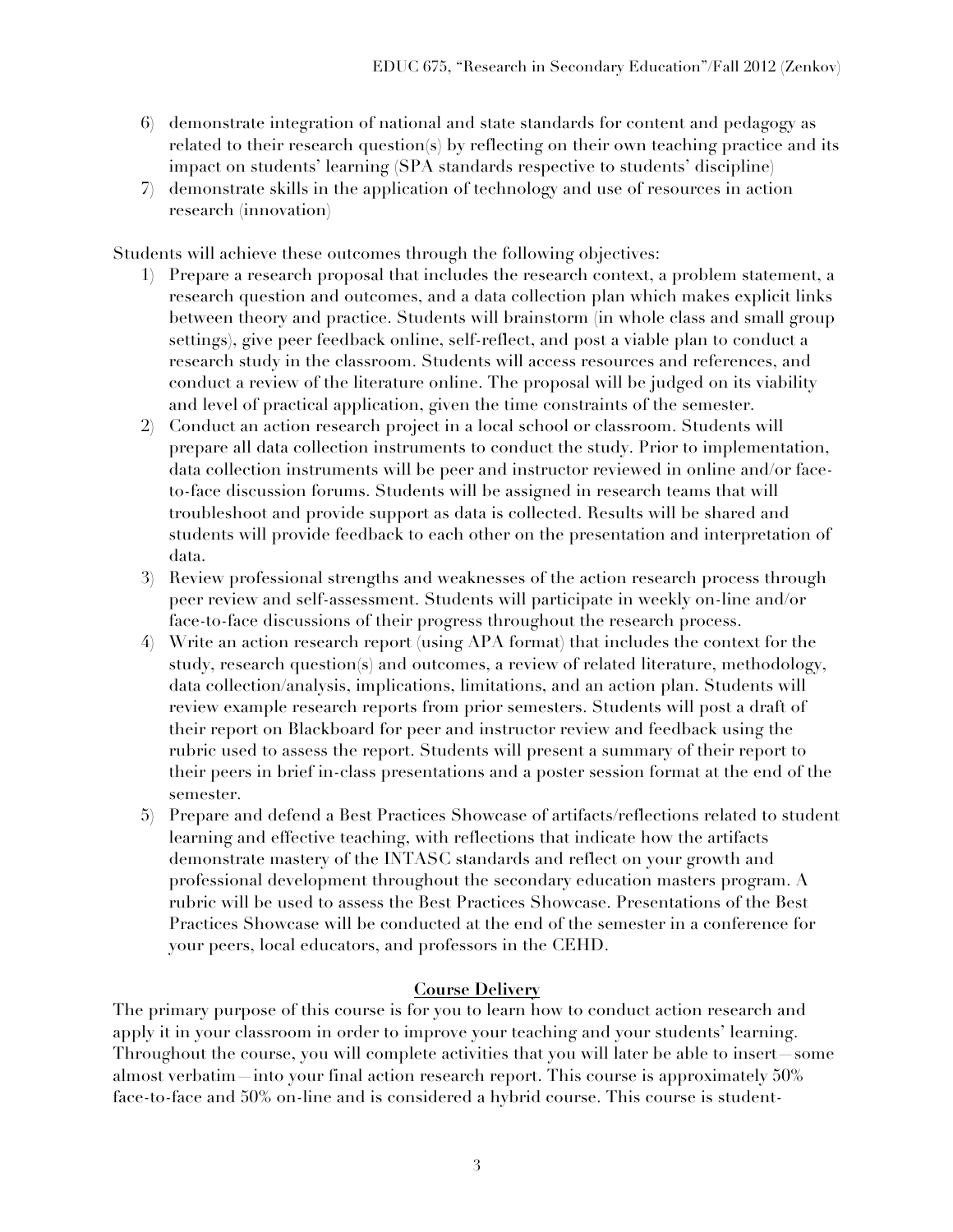6) demonstrate integration of national and state standards for content and pedagogy as related to their research question(s) by reflecting on their own teaching practice and its impact on students' learning (SPA standards respective to students' discipline)
7) demonstrate skills in the application of technology and use of resources in action research (innovation)

Students will achieve these outcomes through the following objectives:

1) Prepare a research proposal that includes the research context, a problem statement, a research question and outcomes, and a data collection plan which makes explicit links between theory and practice. Students will brainstorm (in whole class and small group settings), give peer feedback online, self-reflect, and post a viable plan to conduct a research study in the classroom. Students will access resources and references, and conduct a review of the literature online. The proposal will be judged on its viability and level of practical application, given the time constraints of the semester.
2) Conduct an action research project in a local school or classroom. Students will prepare all data collection instruments to conduct the study. Prior to implementation, data collection instruments will be peer and instructor reviewed in online and/or face-to-face discussion forums. Students will be assigned in research teams that will troubleshoot and provide support as data is collected. Results will be shared and students will provide feedback to each other on the presentation and interpretation of data.
3) Review professional strengths and weaknesses of the action research process through peer review and self-assessment. Students will participate in weekly on-line and/or face-to-face discussions of their progress throughout the research process.
4) Write an action research report (using APA format) that includes the context for the study, research question(s) and outcomes, a review of related literature, methodology, data collection/analysis, implications, limitations, and an action plan. Students will review example research reports from prior semesters. Students will post a draft of their report on Blackboard for peer and instructor review and feedback using the rubric used to assess the report. Students will present a summary of their report to their peers in brief in-class presentations and a poster session format at the end of the semester.
5) Prepare and defend a Best Practices Showcase of artifacts/reflections related to student learning and effective teaching, with reflections that indicate how the artifacts demonstrate mastery of the INTASC standards and reflect on your growth and professional development throughout the secondary education masters program. A rubric will be used to assess the Best Practices Showcase. Presentations of the Best Practices Showcase will be conducted at the end of the semester in a conference for your peers, local educators, and professors in the CEHD.

## Course Delivery

The primary purpose of this course is for you to learn how to conduct action research and apply it in your classroom in order to improve your teaching and your students' learning. Throughout the course, you will complete activities that you will later be able to insert—some almost verbatim—into your final action research report. This course is approximately 50% face-to-face and 50% on-line and is considered a hybrid course. This course is student-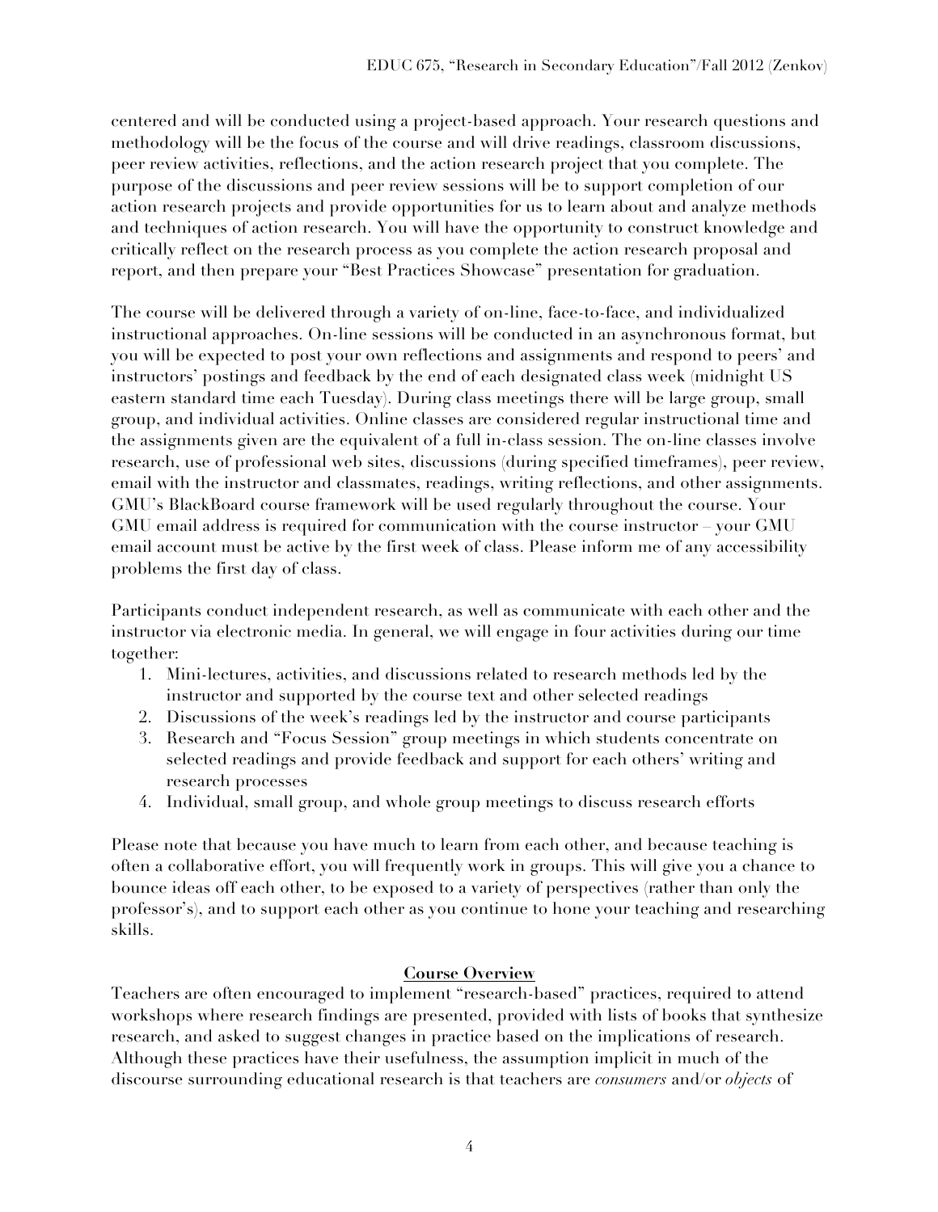centered and will be conducted using a project-based approach. Your research questions and methodology will be the focus of the course and will drive readings, classroom discussions, peer review activities, reflections, and the action research project that you complete. The purpose of the discussions and peer review sessions will be to support completion of our action research projects and provide opportunities for us to learn about and analyze methods and techniques of action research. You will have the opportunity to construct knowledge and critically reflect on the research process as you complete the action research proposal and report, and then prepare your "Best Practices Showcase" presentation for graduation.

The course will be delivered through a variety of on-line, face-to-face, and individualized instructional approaches. On-line sessions will be conducted in an asynchronous format, but you will be expected to post your own reflections and assignments and respond to peers' and instructors' postings and feedback by the end of each designated class week (midnight US eastern standard time each Tuesday). During class meetings there will be large group, small group, and individual activities. Online classes are considered regular instructional time and the assignments given are the equivalent of a full in-class session. The on-line classes involve research, use of professional web sites, discussions (during specified timeframes), peer review, email with the instructor and classmates, readings, writing reflections, and other assignments. GMU's BlackBoard course framework will be used regularly throughout the course. Your GMU email address is required for communication with the course instructor – your GMU email account must be active by the first week of class. Please inform me of any accessibility problems the first day of class.

Participants conduct independent research, as well as communicate with each other and the instructor via electronic media. In general, we will engage in four activities during our time together:

1. Mini-lectures, activities, and discussions related to research methods led by the instructor and supported by the course text and other selected readings
2. Discussions of the week's readings led by the instructor and course participants
3. Research and "Focus Session" group meetings in which students concentrate on selected readings and provide feedback and support for each others' writing and research processes
4. Individual, small group, and whole group meetings to discuss research efforts

Please note that because you have much to learn from each other, and because teaching is often a collaborative effort, you will frequently work in groups. This will give you a chance to bounce ideas off each other, to be exposed to a variety of perspectives (rather than only the professor's), and to support each other as you continue to hone your teaching and researching skills.

## Course Overview

Teachers are often encouraged to implement "research-based" practices, required to attend workshops where research findings are presented, provided with lists of books that synthesize research, and asked to suggest changes in practice based on the implications of research. Although these practices have their usefulness, the assumption implicit in much of the discourse surrounding educational research is that teachers are *consumers* and/or *objects* of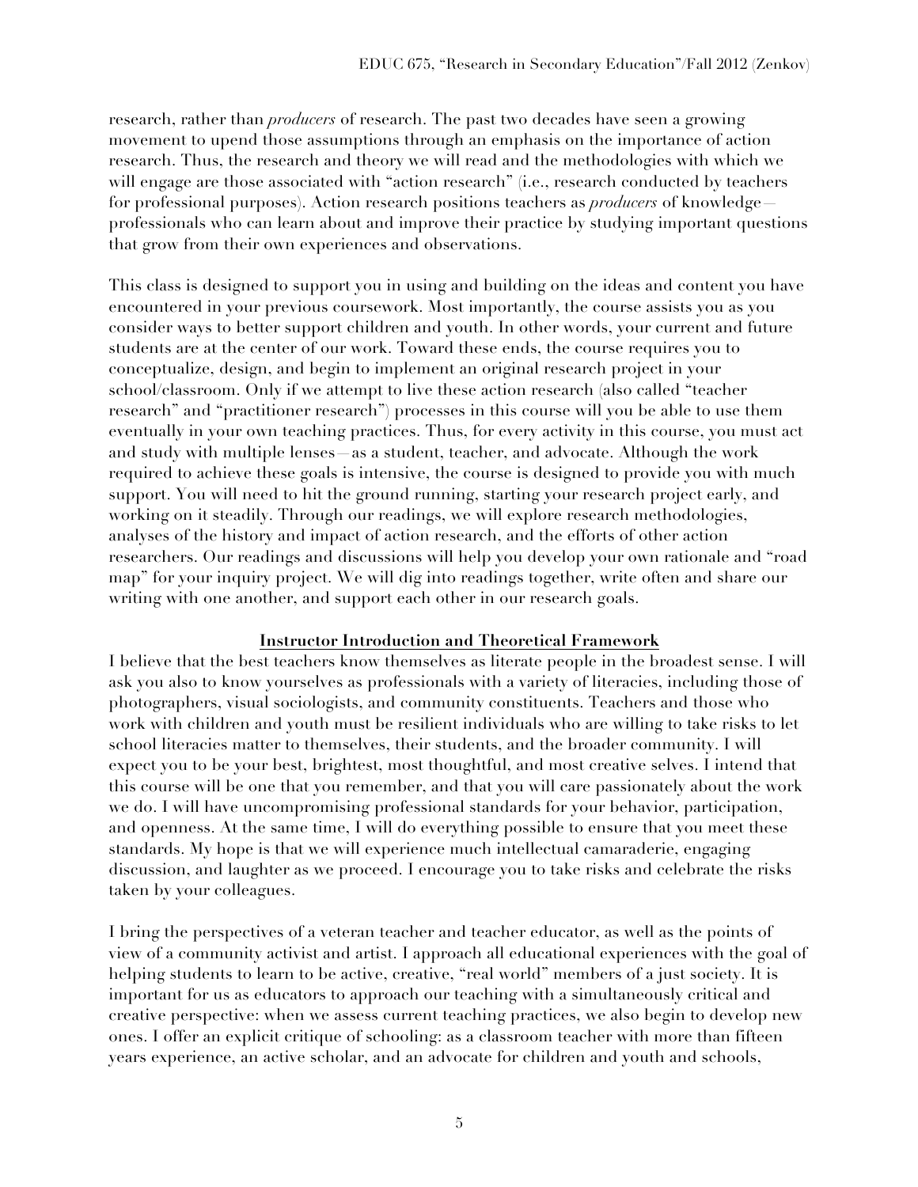research, rather than *producers* of research. The past two decades have seen a growing movement to upend those assumptions through an emphasis on the importance of action research. Thus, the research and theory we will read and the methodologies with which we will engage are those associated with "action research" (i.e., research conducted by teachers for professional purposes). Action research positions teachers as *producers* of knowledge—professionals who can learn about and improve their practice by studying important questions that grow from their own experiences and observations.

This class is designed to support you in using and building on the ideas and content you have encountered in your previous coursework. Most importantly, the course assists you as you consider ways to better support children and youth. In other words, your current and future students are at the center of our work. Toward these ends, the course requires you to conceptualize, design, and begin to implement an original research project in your school/classroom. Only if we attempt to live these action research (also called "teacher research" and "practitioner research") processes in this course will you be able to use them eventually in your own teaching practices. Thus, for every activity in this course, you must act and study with multiple lenses—as a student, teacher, and advocate. Although the work required to achieve these goals is intensive, the course is designed to provide you with much support. You will need to hit the ground running, starting your research project early, and working on it steadily. Through our readings, we will explore research methodologies, analyses of the history and impact of action research, and the efforts of other action researchers. Our readings and discussions will help you develop your own rationale and "road map" for your inquiry project. We will dig into readings together, write often and share our writing with one another, and support each other in our research goals.

## Instructor Introduction and Theoretical Framework

I believe that the best teachers know themselves as literate people in the broadest sense. I will ask you also to know yourselves as professionals with a variety of literacies, including those of photographers, visual sociologists, and community constituents. Teachers and those who work with children and youth must be resilient individuals who are willing to take risks to let school literacies matter to themselves, their students, and the broader community. I will expect you to be your best, brightest, most thoughtful, and most creative selves. I intend that this course will be one that you remember, and that you will care passionately about the work we do. I will have uncompromising professional standards for your behavior, participation, and openness. At the same time, I will do everything possible to ensure that you meet these standards. My hope is that we will experience much intellectual camaraderie, engaging discussion, and laughter as we proceed. I encourage you to take risks and celebrate the risks taken by your colleagues.

I bring the perspectives of a veteran teacher and teacher educator, as well as the points of view of a community activist and artist. I approach all educational experiences with the goal of helping students to learn to be active, creative, "real world" members of a just society. It is important for us as educators to approach our teaching with a simultaneously critical and creative perspective: when we assess current teaching practices, we also begin to develop new ones. I offer an explicit critique of schooling: as a classroom teacher with more than fifteen years experience, an active scholar, and an advocate for children and youth and schools,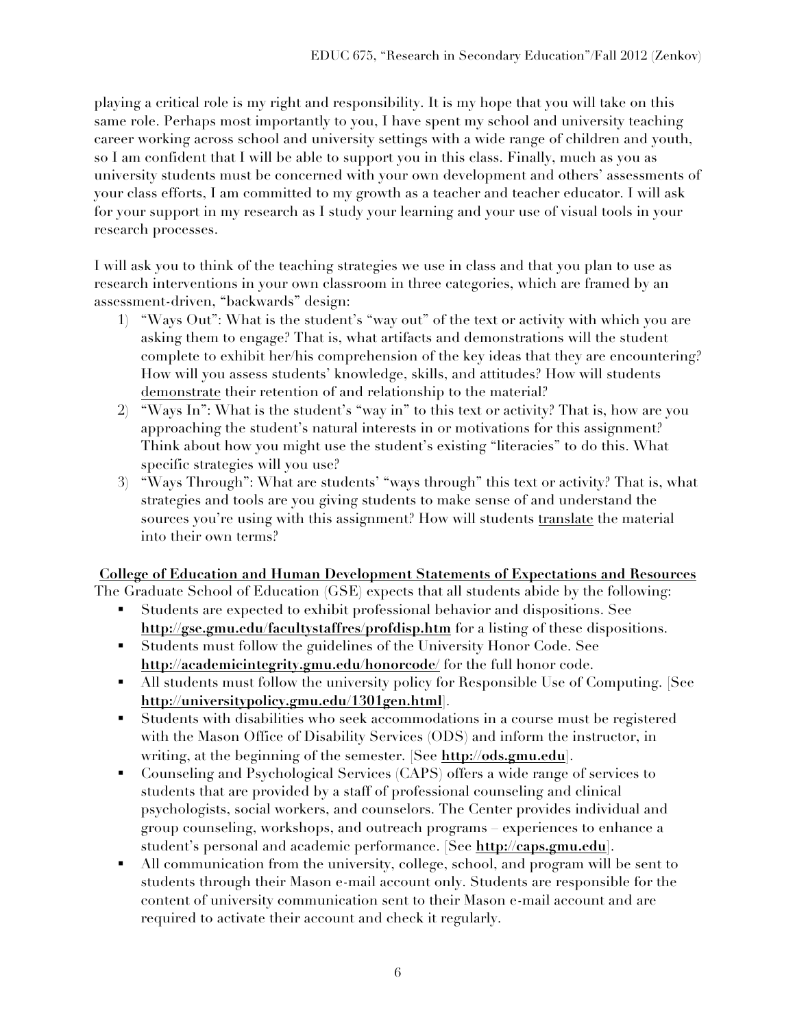playing a critical role is my right and responsibility. It is my hope that you will take on this same role. Perhaps most importantly to you, I have spent my school and university teaching career working across school and university settings with a wide range of children and youth, so I am confident that I will be able to support you in this class. Finally, much as you as university students must be concerned with your own development and others' assessments of your class efforts, I am committed to my growth as a teacher and teacher educator. I will ask for your support in my research as I study your learning and your use of visual tools in your research processes.

I will ask you to think of the teaching strategies we use in class and that you plan to use as research interventions in your own classroom in three categories, which are framed by an assessment-driven, "backwards" design:

1) "Ways Out": What is the student's "way out" of the text or activity with which you are asking them to engage? That is, what artifacts and demonstrations will the student complete to exhibit her/his comprehension of the key ideas that they are encountering? How will you assess students' knowledge, skills, and attitudes? How will students <u>demonstrate</u> their retention of and relationship to the material?
2) "Ways In": What is the student's "way in" to this text or activity? That is, how are you approaching the student's natural interests in or motivations for this assignment? Think about how you might use the student's existing "literacies" to do this. What specific strategies will you use?
3) "Ways Through": What are students' "ways through" this text or activity? That is, what strategies and tools are you giving students to make sense of and understand the sources you're using with this assignment? How will students <u>translate</u> the material into their own terms?

**<u>College of Education and Human Development Statements of Expectations and Resources</u>**

The Graduate School of Education (GSE) expects that all students abide by the following:

- Students are expected to exhibit professional behavior and dispositions. See **http://gse.gmu.edu/facultystaffres/profdisp.htm** for a listing of these dispositions.
- Students must follow the guidelines of the University Honor Code. See **http://academicintegrity.gmu.edu/honorcode/** for the full honor code.
- All students must follow the university policy for Responsible Use of Computing. [See **http://universitypolicy.gmu.edu/1301gen.html**].
- Students with disabilities who seek accommodations in a course must be registered with the Mason Office of Disability Services (ODS) and inform the instructor, in writing, at the beginning of the semester. [See **http://ods.gmu.edu**].
- Counseling and Psychological Services (CAPS) offers a wide range of services to students that are provided by a staff of professional counseling and clinical psychologists, social workers, and counselors. The Center provides individual and group counseling, workshops, and outreach programs – experiences to enhance a student's personal and academic performance. [See **http://caps.gmu.edu**].
- All communication from the university, college, school, and program will be sent to students through their Mason e-mail account only. Students are responsible for the content of university communication sent to their Mason e-mail account and are required to activate their account and check it regularly.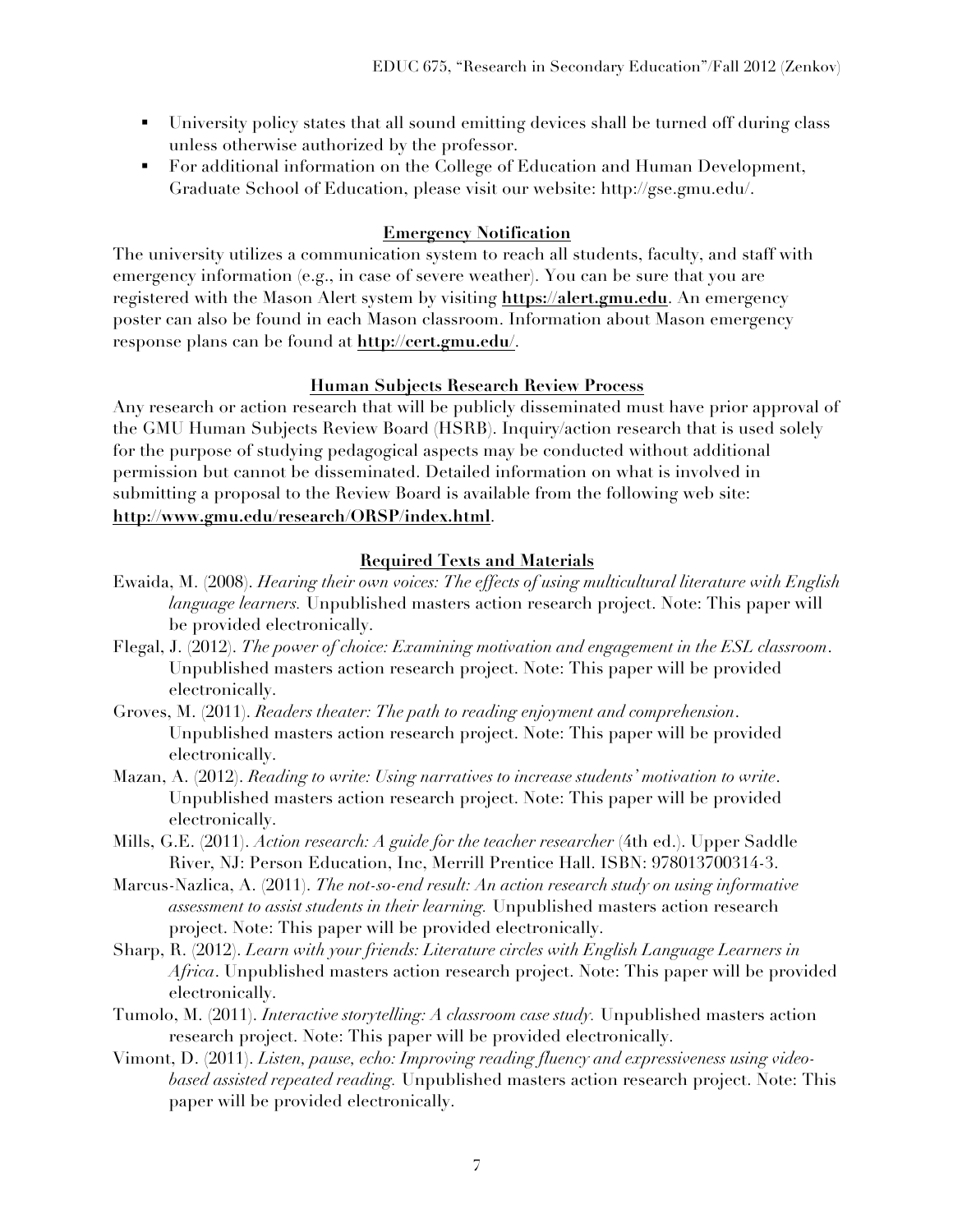- University policy states that all sound emitting devices shall be turned off during class unless otherwise authorized by the professor.
- For additional information on the College of Education and Human Development, Graduate School of Education, please visit our website: http://gse.gmu.edu/.

## Emergency Notification

The university utilizes a communication system to reach all students, faculty, and staff with emergency information (e.g., in case of severe weather). You can be sure that you are registered with the Mason Alert system by visiting **https://alert.gmu.edu**. An emergency poster can also be found in each Mason classroom. Information about Mason emergency response plans can be found at **http://cert.gmu.edu/**.

## Human Subjects Research Review Process

Any research or action research that will be publicly disseminated must have prior approval of the GMU Human Subjects Review Board (HSRB). Inquiry/action research that is used solely for the purpose of studying pedagogical aspects may be conducted without additional permission but cannot be disseminated. Detailed information on what is involved in submitting a proposal to the Review Board is available from the following web site: **http://www.gmu.edu/research/ORSP/index.html**.

## Required Texts and Materials

Ewaida, M. (2008). *Hearing their own voices: The effects of using multicultural literature with English language learners.* Unpublished masters action research project. Note: This paper will be provided electronically.

Flegal, J. (2012). *The power of choice: Examining motivation and engagement in the ESL classroom*. Unpublished masters action research project. Note: This paper will be provided electronically.

Groves, M. (2011). *Readers theater: The path to reading enjoyment and comprehension*. Unpublished masters action research project. Note: This paper will be provided electronically.

Mazan, A. (2012). *Reading to write: Using narratives to increase students' motivation to write*. Unpublished masters action research project. Note: This paper will be provided electronically.

Mills, G.E. (2011). *Action research: A guide for the teacher researcher* (4th ed.). Upper Saddle River, NJ: Person Education, Inc, Merrill Prentice Hall. ISBN: 978013700314-3.

Marcus-Nazlica, A. (2011). *The not-so-end result: An action research study on using informative assessment to assist students in their learning.* Unpublished masters action research project. Note: This paper will be provided electronically.

Sharp, R. (2012). *Learn with your friends: Literature circles with English Language Learners in Africa*. Unpublished masters action research project. Note: This paper will be provided electronically.

Tumolo, M. (2011). *Interactive storytelling: A classroom case study.* Unpublished masters action research project. Note: This paper will be provided electronically.

Vimont, D. (2011). *Listen, pause, echo: Improving reading fluency and expressiveness using video-based assisted repeated reading.* Unpublished masters action research project. Note: This paper will be provided electronically.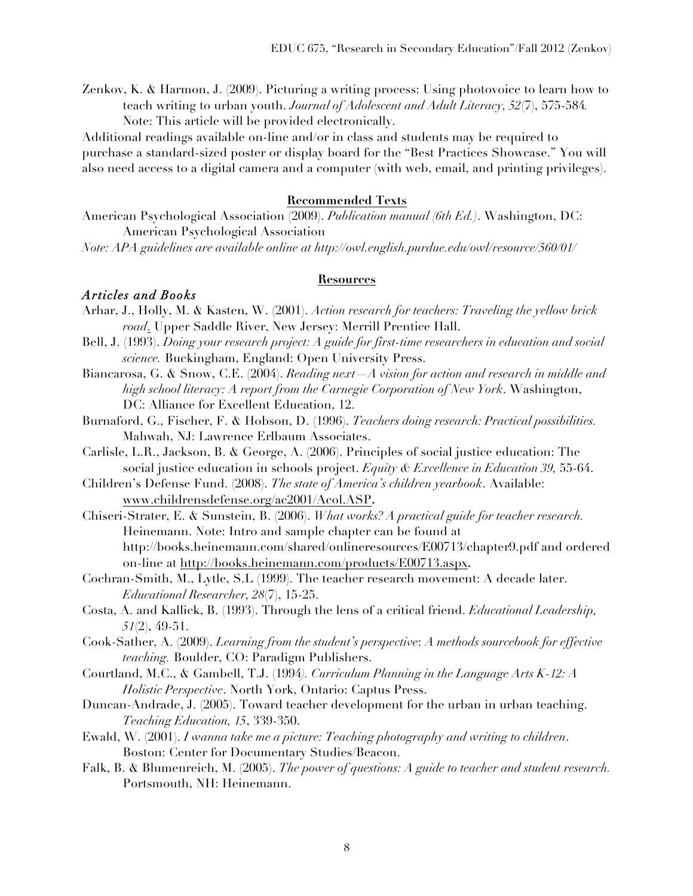Zenkov, K. & Harmon, J. (2009). Picturing a writing process: Using photovoice to learn how to teach writing to urban youth. *Journal of Adolescent and Adult Literacy, 52*(7), 575-584. Note: This article will be provided electronically.

Additional readings available on-line and/or in class and students may be required to purchase a standard-sized poster or display board for the "Best Practices Showcase." You will also need access to a digital camera and a computer (with web, email, and printing privileges).

**Recommended Texts**

American Psychological Association (2009). *Publication manual (6th Ed.)*. Washington, DC: American Psychological Association

*Note: APA guidelines are available online at http://owl.english.purdue.edu/owl/resource/560/01/*

**Resources**

***Articles and Books***

Arhar, J., Holly, M. & Kasten, W. (2001). *Action research for teachers: Traveling the yellow brick road*. Upper Saddle River, New Jersey: Merrill Prentice Hall.

Bell, J. (1993). *Doing your research project: A guide for first-time researchers in education and social science.* Buckingham, England: Open University Press.

Biancarosa, G. & Snow, C.E. (2004). *Reading next—A vision for action and research in middle and high school literacy: A report from the Carnegie Corporation of New York*. Washington, DC: Alliance for Excellent Education, 12.

Burnaford, G., Fischer, F. & Hobson, D. (1996). *Teachers doing research: Practical possibilities.* Mahwah, NJ: Lawrence Erlbaum Associates.

Carlisle, L.R., Jackson, B. & George, A. (2006). Principles of social justice education: The social justice education in schools project. *Equity & Excellence in Education 39,* 55-64.

Children's Defense Fund. (2008). *The state of America's children yearbook*. Available: www.childrensdefense.org/ac2001/Acol.ASP.

Chiseri-Strater, E. & Sunstein, B. (2006). *What works? A practical guide for teacher research.* Heinemann. Note: Intro and sample chapter can be found at http://books.heinemann.com/shared/onlineresources/E00713/chapter9.pdf and ordered on-line at http://books.heinemann.com/products/E00713.aspx.

Cochran-Smith, M., Lytle, S.L (1999). The teacher research movement: A decade later. *Educational Researcher, 28*(7), 15-25.

Costa, A. and Kallick, B. (1993). Through the lens of a critical friend. *Educational Leadership, 51*(2), 49-51.

Cook-Sather, A. (2009). *Learning from the student's perspective*: *A methods sourcebook for effective teaching.* Boulder, CO: Paradigm Publishers.

Courtland, M.C., & Gambell, T.J. (1994). *Curriculum Planning in the Language Arts K-12: A Holistic Perspective*. North York, Ontario: Captus Press.

Duncan-Andrade, J. (2005). Toward teacher development for the urban in urban teaching. *Teaching Education, 15*, 339-350.

Ewald, W. (2001). *I wanna take me a picture: Teaching photography and writing to children*. Boston: Center for Documentary Studies/Beacon.

Falk, B. & Blumenreich, M. (2005). *The power of questions: A guide to teacher and student research.* Portsmouth, NH: Heinemann.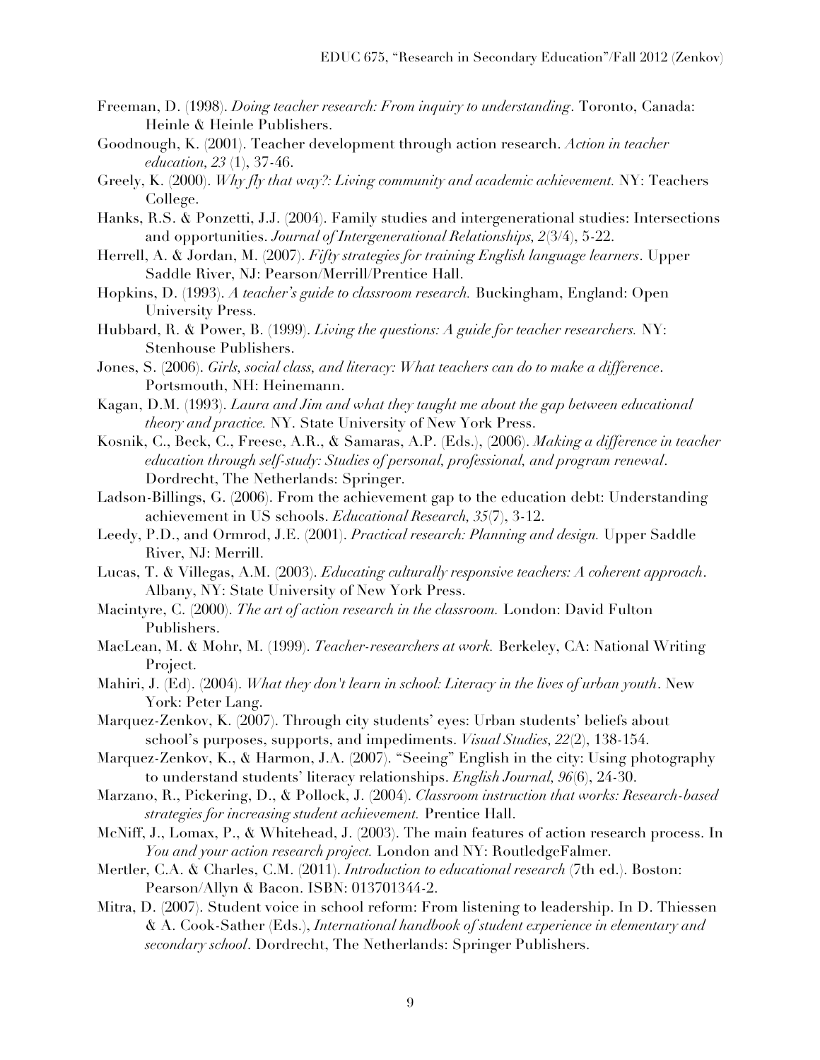Freeman, D. (1998). *Doing teacher research: From inquiry to understanding*. Toronto, Canada: Heinle & Heinle Publishers.

Goodnough, K. (2001). Teacher development through action research. *Action in teacher education, 23* (1), 37-46.

Greely, K. (2000). *Why fly that way?: Living community and academic achievement.* NY: Teachers College.

Hanks, R.S. & Ponzetti, J.J. (2004). Family studies and intergenerational studies: Intersections and opportunities. *Journal of Intergenerational Relationships, 2*(3/4), 5-22.

Herrell, A. & Jordan, M. (2007). *Fifty strategies for training English language learners*. Upper Saddle River, NJ: Pearson/Merrill/Prentice Hall.

Hopkins, D. (1993). *A teacher's guide to classroom research.* Buckingham, England: Open University Press.

Hubbard, R. & Power, B. (1999). *Living the questions: A guide for teacher researchers.* NY: Stenhouse Publishers.

Jones, S. (2006). *Girls, social class, and literacy: What teachers can do to make a difference*. Portsmouth, NH: Heinemann.

Kagan, D.M. (1993). *Laura and Jim and what they taught me about the gap between educational theory and practice.* NY. State University of New York Press.

Kosnik, C., Beck, C., Freese, A.R., & Samaras, A.P. (Eds.), (2006). *Making a difference in teacher education through self-study: Studies of personal, professional, and program renewal*. Dordrecht, The Netherlands: Springer.

Ladson-Billings, G. (2006). From the achievement gap to the education debt: Understanding achievement in US schools. *Educational Research, 35*(7), 3-12.

Leedy, P.D., and Ormrod, J.E. (2001). *Practical research: Planning and design.* Upper Saddle River, NJ: Merrill.

Lucas, T. & Villegas, A.M. (2003). *Educating culturally responsive teachers: A coherent approach*. Albany, NY: State University of New York Press.

Macintyre, C. (2000). *The art of action research in the classroom.* London: David Fulton Publishers.

MacLean, M. & Mohr, M. (1999). *Teacher-researchers at work.* Berkeley, CA: National Writing Project.

Mahiri, J. (Ed). (2004). *What they don't learn in school: Literacy in the lives of urban youth*. New York: Peter Lang.

Marquez-Zenkov, K. (2007). Through city students' eyes: Urban students' beliefs about school's purposes, supports, and impediments. *Visual Studies, 22*(2), 138-154.

Marquez-Zenkov, K., & Harmon, J.A. (2007). "Seeing" English in the city: Using photography to understand students' literacy relationships. *English Journal, 96*(6), 24-30.

Marzano, R., Pickering, D., & Pollock, J. (2004). *Classroom instruction that works: Research-based strategies for increasing student achievement.* Prentice Hall.

McNiff, J., Lomax, P., & Whitehead, J. (2003). The main features of action research process. In *You and your action research project.* London and NY: RoutledgeFalmer.

Mertler, C.A. & Charles, C.M. (2011). *Introduction to educational research* (7th ed.). Boston: Pearson/Allyn & Bacon. ISBN: 013701344-2.

Mitra, D. (2007). Student voice in school reform: From listening to leadership. In D. Thiessen & A. Cook-Sather (Eds.), *International handbook of student experience in elementary and secondary school*. Dordrecht, The Netherlands: Springer Publishers.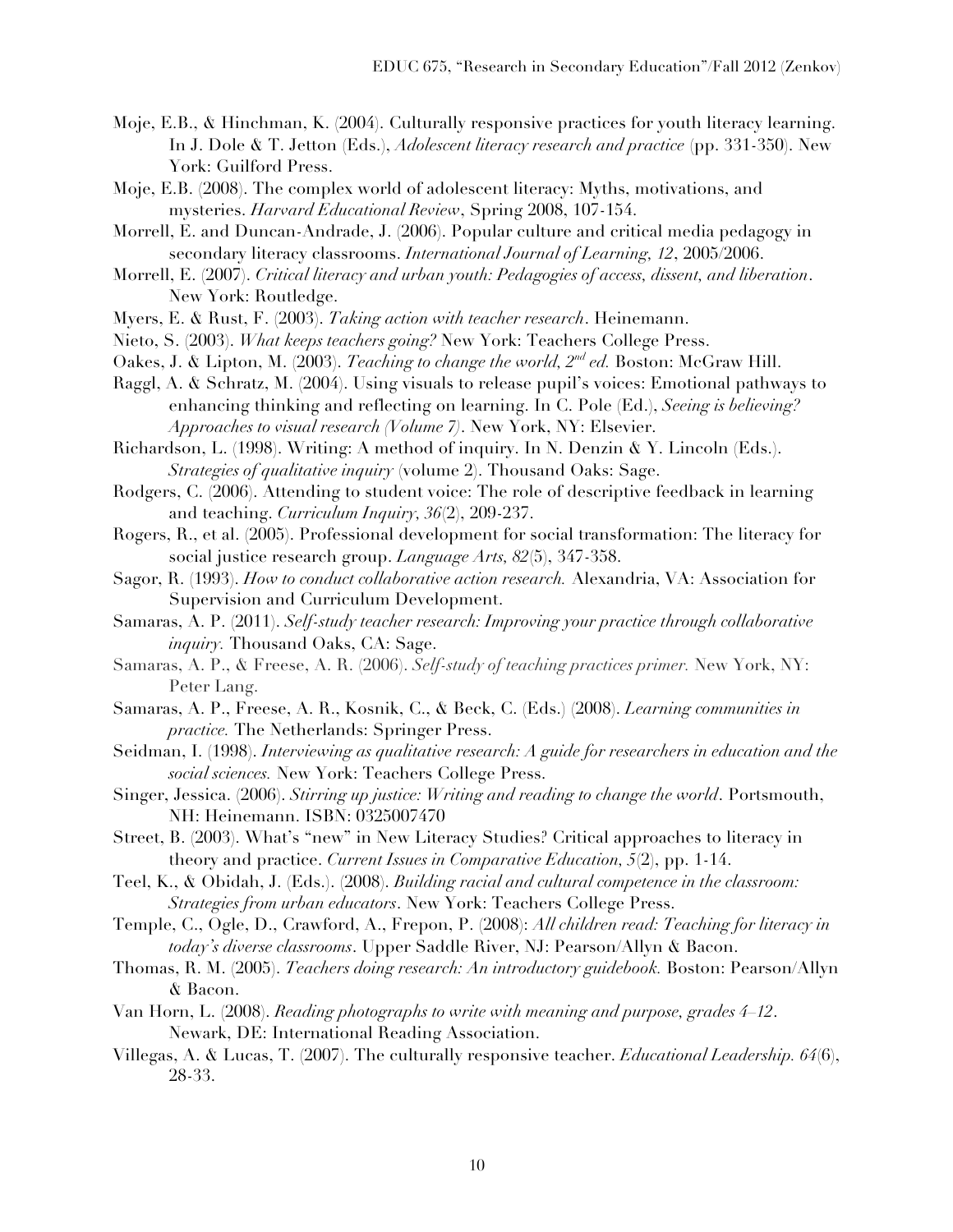Moje, E.B., & Hinchman, K. (2004). Culturally responsive practices for youth literacy learning. In J. Dole & T. Jetton (Eds.), *Adolescent literacy research and practice* (pp. 331-350). New York: Guilford Press.

Moje, E.B. (2008). The complex world of adolescent literacy: Myths, motivations, and mysteries. *Harvard Educational Review*, Spring 2008, 107-154.

Morrell, E. and Duncan-Andrade, J. (2006). Popular culture and critical media pedagogy in secondary literacy classrooms. *International Journal of Learning, 12*, 2005/2006.

Morrell, E. (2007). *Critical literacy and urban youth: Pedagogies of access, dissent, and liberation*. New York: Routledge.

Myers, E. & Rust, F. (2003). *Taking action with teacher research*. Heinemann.

Nieto, S. (2003). *What keeps teachers going?* New York: Teachers College Press.

Oakes, J. & Lipton, M. (2003). *Teaching to change the world, 2nd ed.* Boston: McGraw Hill.

Raggl, A. & Schratz, M. (2004). Using visuals to release pupil's voices: Emotional pathways to enhancing thinking and reflecting on learning. In C. Pole (Ed.), *Seeing is believing? Approaches to visual research (Volume 7)*. New York, NY: Elsevier.

Richardson, L. (1998). Writing: A method of inquiry. In N. Denzin & Y. Lincoln (Eds.). *Strategies of qualitative inquiry* (volume 2). Thousand Oaks: Sage.

Rodgers, C. (2006). Attending to student voice: The role of descriptive feedback in learning and teaching. *Curriculum Inquiry, 36*(2), 209-237.

Rogers, R., et al. (2005). Professional development for social transformation: The literacy for social justice research group. *Language Arts, 82*(5), 347-358.

Sagor, R. (1993). *How to conduct collaborative action research.* Alexandria, VA: Association for Supervision and Curriculum Development.

Samaras, A. P. (2011). *Self-study teacher research: Improving your practice through collaborative inquiry.* Thousand Oaks, CA: Sage.

Samaras, A. P., & Freese, A. R. (2006). *Self-study of teaching practices primer.* New York, NY: Peter Lang.

Samaras, A. P., Freese, A. R., Kosnik, C., & Beck, C. (Eds.) (2008). *Learning communities in practice.* The Netherlands: Springer Press.

Seidman, I. (1998). *Interviewing as qualitative research: A guide for researchers in education and the social sciences.* New York: Teachers College Press.

Singer, Jessica. (2006). *Stirring up justice: Writing and reading to change the world*. Portsmouth, NH: Heinemann. ISBN: 0325007470

Street, B. (2003). What's "new" in New Literacy Studies? Critical approaches to literacy in theory and practice. *Current Issues in Comparative Education, 5*(2), pp. 1-14.

Teel, K., & Obidah, J. (Eds.). (2008). *Building racial and cultural competence in the classroom: Strategies from urban educators*. New York: Teachers College Press.

Temple, C., Ogle, D., Crawford, A., Frepon, P. (2008): *All children read: Teaching for literacy in today's diverse classrooms*. Upper Saddle River, NJ: Pearson/Allyn & Bacon.

Thomas, R. M. (2005). *Teachers doing research: An introductory guidebook.* Boston: Pearson/Allyn & Bacon.

Van Horn, L. (2008). *Reading photographs to write with meaning and purpose, grades 4–12*. Newark, DE: International Reading Association.

Villegas, A. & Lucas, T. (2007). The culturally responsive teacher. *Educational Leadership. 64*(6), 28-33.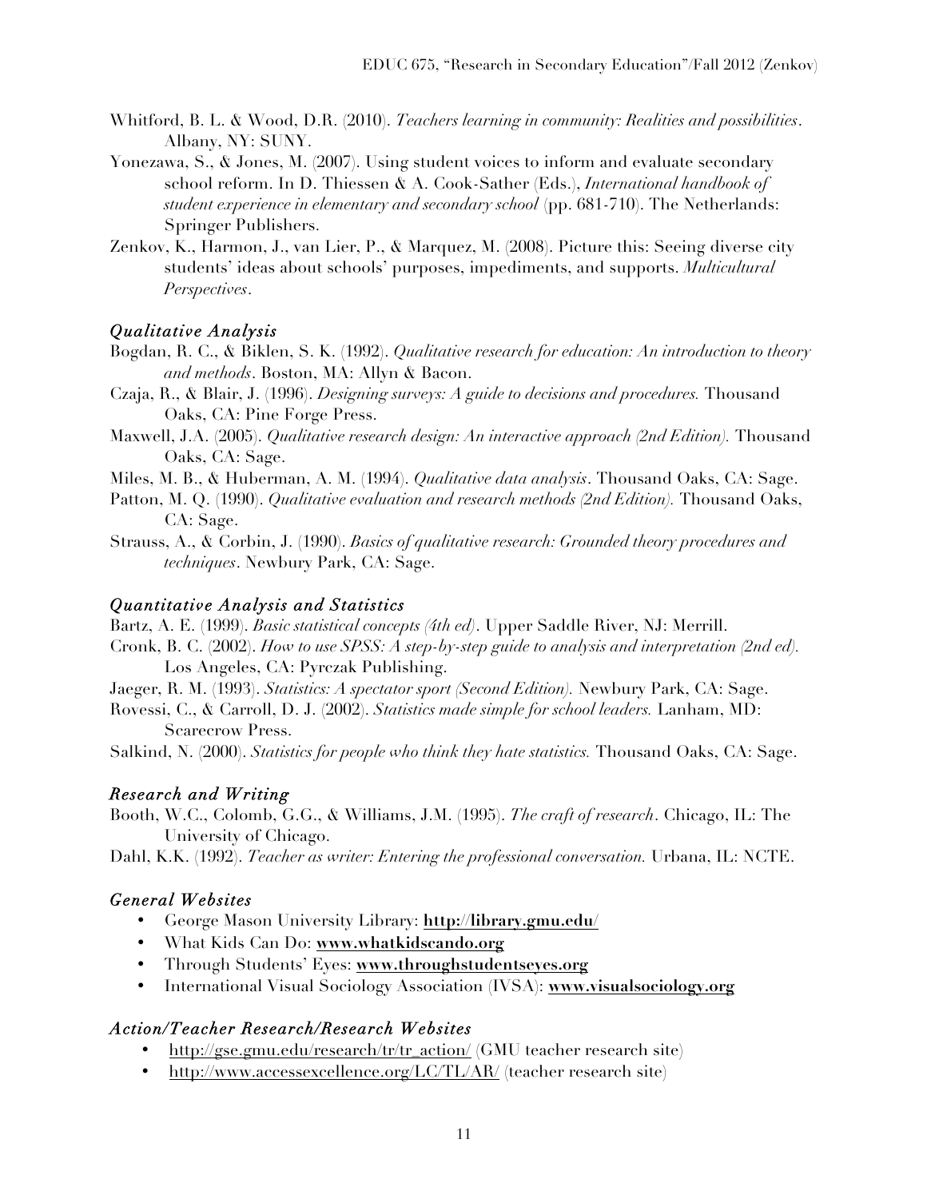Whitford, B. L. & Wood, D.R. (2010). *Teachers learning in community: Realities and possibilities*. Albany, NY: SUNY.

Yonezawa, S., & Jones, M. (2007). Using student voices to inform and evaluate secondary school reform. In D. Thiessen & A. Cook-Sather (Eds.), *International handbook of student experience in elementary and secondary school* (pp. 681-710). The Netherlands: Springer Publishers.

Zenkov, K., Harmon, J., van Lier, P., & Marquez, M. (2008). Picture this: Seeing diverse city students' ideas about schools' purposes, impediments, and supports. *Multicultural Perspectives*.

### *Qualitative Analysis*

Bogdan, R. C., & Biklen, S. K. (1992). *Qualitative research for education: An introduction to theory and methods*. Boston, MA: Allyn & Bacon.

Czaja, R., & Blair, J. (1996). *Designing surveys: A guide to decisions and procedures.* Thousand Oaks, CA: Pine Forge Press.

Maxwell, J.A. (2005). *Qualitative research design: An interactive approach (2nd Edition).* Thousand Oaks, CA: Sage.

Miles, M. B., & Huberman, A. M. (1994). *Qualitative data analysis*. Thousand Oaks, CA: Sage.

Patton, M. Q. (1990). *Qualitative evaluation and research methods (2nd Edition).* Thousand Oaks, CA: Sage.

Strauss, A., & Corbin, J. (1990). *Basics of qualitative research: Grounded theory procedures and techniques*. Newbury Park, CA: Sage.

### *Quantitative Analysis and Statistics*

Bartz, A. E. (1999). *Basic statistical concepts (4th ed)*. Upper Saddle River, NJ: Merrill.

Cronk, B. C. (2002). *How to use SPSS: A step-by-step guide to analysis and interpretation (2nd ed).* Los Angeles, CA: Pyrczak Publishing.

Jaeger, R. M. (1993). *Statistics: A spectator sport (Second Edition).* Newbury Park, CA: Sage.

Rovessi, C., & Carroll, D. J. (2002). *Statistics made simple for school leaders.* Lanham, MD: Scarecrow Press.

Salkind, N. (2000). *Statistics for people who think they hate statistics.* Thousand Oaks, CA: Sage.

### *Research and Writing*

Booth, W.C., Colomb, G.G., & Williams, J.M. (1995). *The craft of research*. Chicago, IL: The University of Chicago.

Dahl, K.K. (1992). *Teacher as writer: Entering the professional conversation.* Urbana, IL: NCTE.

### *General Websites*

- George Mason University Library: **http://library.gmu.edu/**
- What Kids Can Do: **www.whatkidscando.org**
- Through Students' Eyes: **www.throughstudentseyes.org**
- International Visual Sociology Association (IVSA): **www.visualsociology.org**

### *Action/Teacher Research/Research Websites*

- http://gse.gmu.edu/research/tr/tr_action/ (GMU teacher research site)
- http://www.accessexcellence.org/LC/TL/AR/ (teacher research site)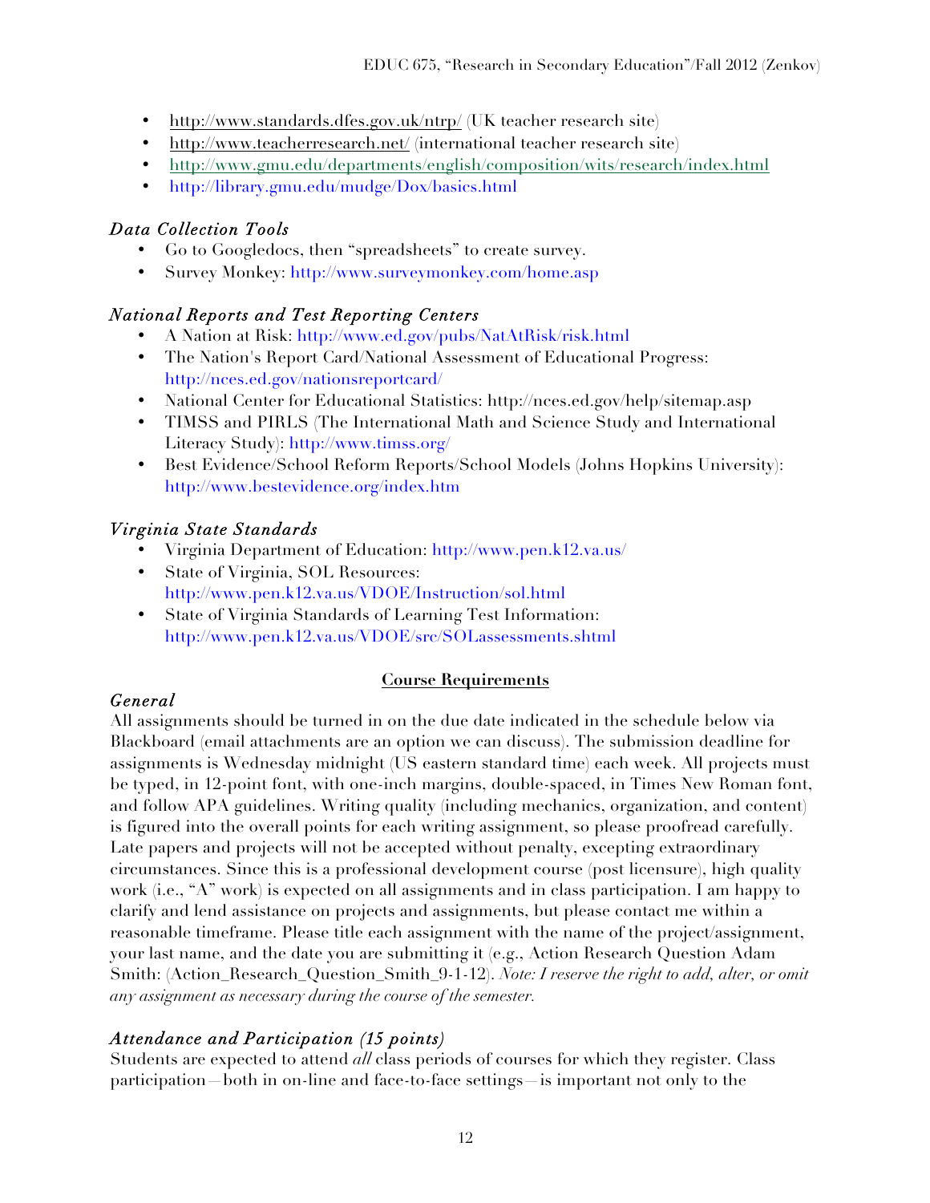- http://www.standards.dfes.gov.uk/ntrp/ (UK teacher research site)
- http://www.teacherresearch.net/ (international teacher research site)
- http://www.gmu.edu/departments/english/composition/wits/research/index.html
- http://library.gmu.edu/mudge/Dox/basics.html

### *Data Collection Tools*

- Go to Googledocs, then "spreadsheets" to create survey.
- Survey Monkey: http://www.surveymonkey.com/home.asp

### *National Reports and Test Reporting Centers*

- A Nation at Risk: http://www.ed.gov/pubs/NatAtRisk/risk.html
- The Nation's Report Card/National Assessment of Educational Progress: http://nces.ed.gov/nationsreportcard/
- National Center for Educational Statistics: http://nces.ed.gov/help/sitemap.asp
- TIMSS and PIRLS (The International Math and Science Study and International Literacy Study): http://www.timss.org/
- Best Evidence/School Reform Reports/School Models (Johns Hopkins University): http://www.bestevidence.org/index.htm

### *Virginia State Standards*

- Virginia Department of Education: http://www.pen.k12.va.us/
- State of Virginia, SOL Resources: http://www.pen.k12.va.us/VDOE/Instruction/sol.html
- State of Virginia Standards of Learning Test Information: http://www.pen.k12.va.us/VDOE/src/SOLassessments.shtml

## **Course Requirements**

### *General*

All assignments should be turned in on the due date indicated in the schedule below via Blackboard (email attachments are an option we can discuss). The submission deadline for assignments is Wednesday midnight (US eastern standard time) each week. All projects must be typed, in 12-point font, with one-inch margins, double-spaced, in Times New Roman font, and follow APA guidelines. Writing quality (including mechanics, organization, and content) is figured into the overall points for each writing assignment, so please proofread carefully. Late papers and projects will not be accepted without penalty, excepting extraordinary circumstances. Since this is a professional development course (post licensure), high quality work (i.e., "A" work) is expected on all assignments and in class participation. I am happy to clarify and lend assistance on projects and assignments, but please contact me within a reasonable timeframe. Please title each assignment with the name of the project/assignment, your last name, and the date you are submitting it (e.g., Action Research Question Adam Smith: (Action_Research_Question_Smith_9-1-12). *Note: I reserve the right to add, alter, or omit any assignment as necessary during the course of the semester.*

### *Attendance and Participation (15 points)*

Students are expected to attend *all* class periods of courses for which they register. Class participation—both in on-line and face-to-face settings—is important not only to the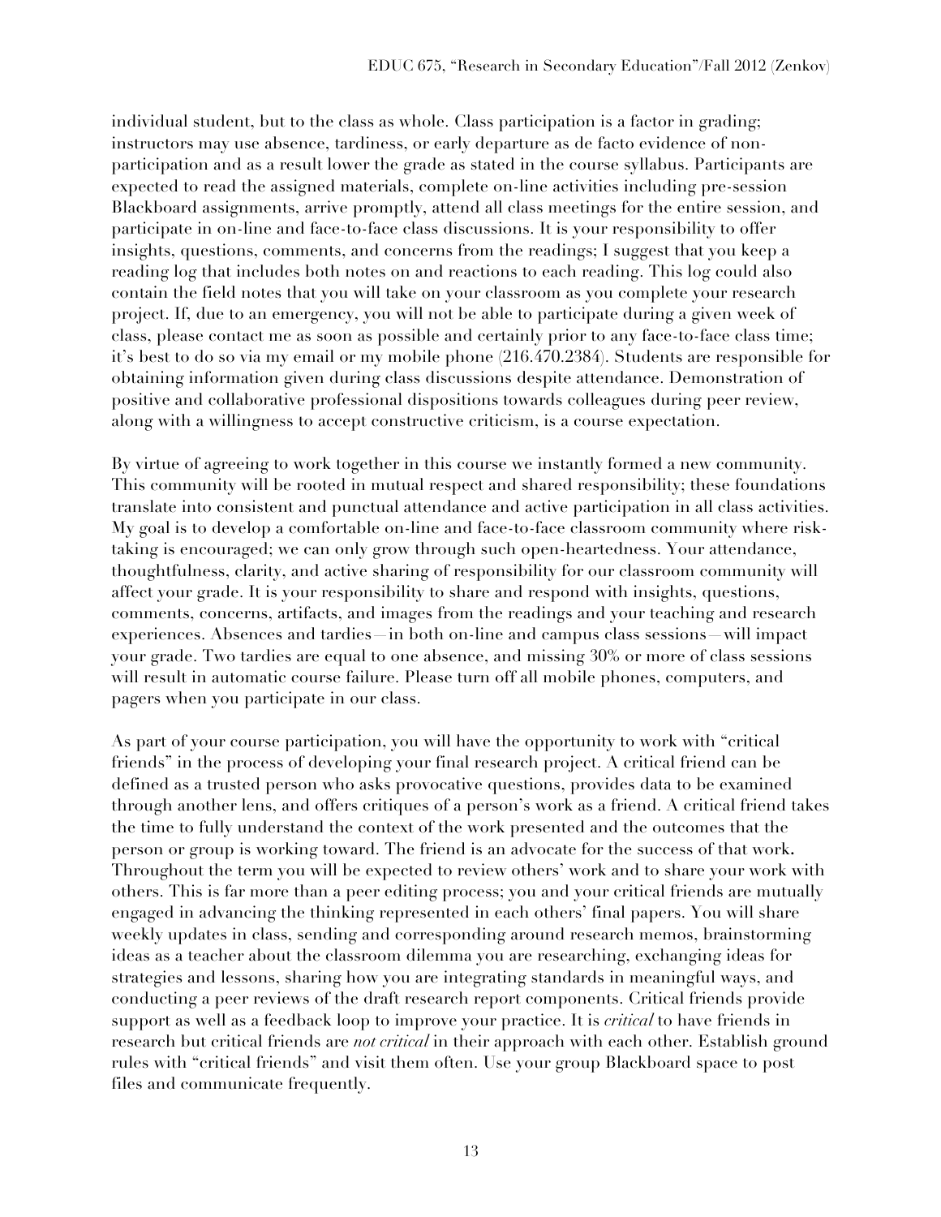individual student, but to the class as whole. Class participation is a factor in grading; instructors may use absence, tardiness, or early departure as de facto evidence of non-participation and as a result lower the grade as stated in the course syllabus. Participants are expected to read the assigned materials, complete on-line activities including pre-session Blackboard assignments, arrive promptly, attend all class meetings for the entire session, and participate in on-line and face-to-face class discussions. It is your responsibility to offer insights, questions, comments, and concerns from the readings; I suggest that you keep a reading log that includes both notes on and reactions to each reading. This log could also contain the field notes that you will take on your classroom as you complete your research project. If, due to an emergency, you will not be able to participate during a given week of class, please contact me as soon as possible and certainly prior to any face-to-face class time; it's best to do so via my email or my mobile phone (216.470.2384). Students are responsible for obtaining information given during class discussions despite attendance. Demonstration of positive and collaborative professional dispositions towards colleagues during peer review, along with a willingness to accept constructive criticism, is a course expectation.

By virtue of agreeing to work together in this course we instantly formed a new community. This community will be rooted in mutual respect and shared responsibility; these foundations translate into consistent and punctual attendance and active participation in all class activities. My goal is to develop a comfortable on-line and face-to-face classroom community where risk-taking is encouraged; we can only grow through such open-heartedness. Your attendance, thoughtfulness, clarity, and active sharing of responsibility for our classroom community will affect your grade. It is your responsibility to share and respond with insights, questions, comments, concerns, artifacts, and images from the readings and your teaching and research experiences. Absences and tardies—in both on-line and campus class sessions—will impact your grade. Two tardies are equal to one absence, and missing 30% or more of class sessions will result in automatic course failure. Please turn off all mobile phones, computers, and pagers when you participate in our class.

As part of your course participation, you will have the opportunity to work with "critical friends" in the process of developing your final research project. A critical friend can be defined as a trusted person who asks provocative questions, provides data to be examined through another lens, and offers critiques of a person's work as a friend. A critical friend takes the time to fully understand the context of the work presented and the outcomes that the person or group is working toward. The friend is an advocate for the success of that work**.** Throughout the term you will be expected to review others' work and to share your work with others. This is far more than a peer editing process; you and your critical friends are mutually engaged in advancing the thinking represented in each others' final papers. You will share weekly updates in class, sending and corresponding around research memos, brainstorming ideas as a teacher about the classroom dilemma you are researching, exchanging ideas for strategies and lessons, sharing how you are integrating standards in meaningful ways, and conducting a peer reviews of the draft research report components. Critical friends provide support as well as a feedback loop to improve your practice. It is *critical* to have friends in research but critical friends are *not critical* in their approach with each other. Establish ground rules with "critical friends" and visit them often. Use your group Blackboard space to post files and communicate frequently.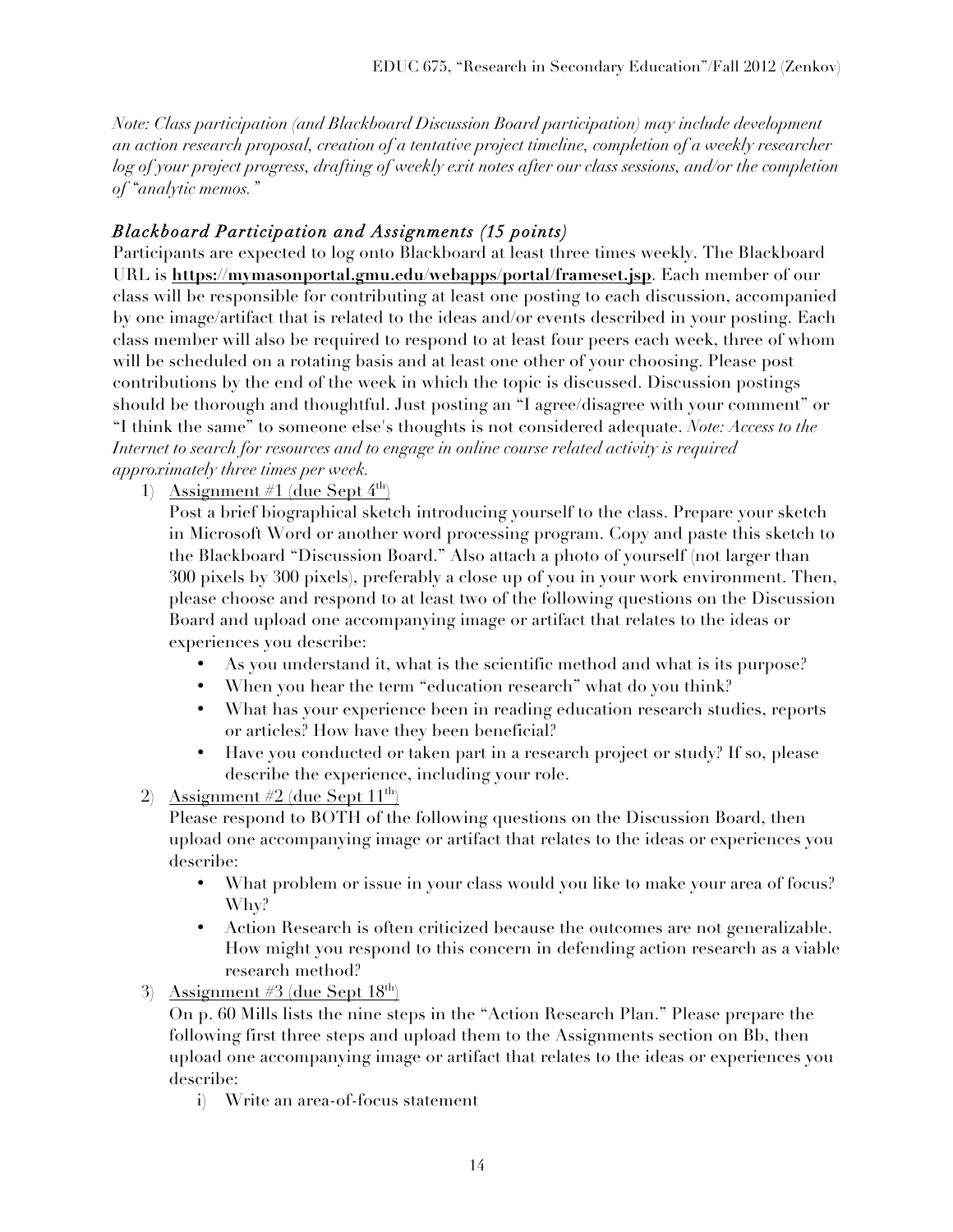*Note: Class participation (and Blackboard Discussion Board participation) may include development an action research proposal, creation of a tentative project timeline, completion of a weekly researcher log of your project progress, drafting of weekly exit notes after our class sessions, and/or the completion of "analytic memos."*

### *Blackboard Participation and Assignments (15 points)*

Participants are expected to log onto Blackboard at least three times weekly. The Blackboard URL is **https://mymasonportal.gmu.edu/webapps/portal/frameset.jsp**. Each member of our class will be responsible for contributing at least one posting to each discussion, accompanied by one image/artifact that is related to the ideas and/or events described in your posting. Each class member will also be required to respond to at least four peers each week, three of whom will be scheduled on a rotating basis and at least one other of your choosing. Please post contributions by the end of the week in which the topic is discussed. Discussion postings should be thorough and thoughtful. Just posting an "I agree/disagree with your comment" or "I think the same" to someone else's thoughts is not considered adequate. *Note: Access to the Internet to search for resources and to engage in online course related activity is required approximately three times per week.*

1) Assignment #1 (due Sept 4th)
   Post a brief biographical sketch introducing yourself to the class. Prepare your sketch in Microsoft Word or another word processing program. Copy and paste this sketch to the Blackboard "Discussion Board." Also attach a photo of yourself (not larger than 300 pixels by 300 pixels), preferably a close up of you in your work environment. Then, please choose and respond to at least two of the following questions on the Discussion Board and upload one accompanying image or artifact that relates to the ideas or experiences you describe:
   - As you understand it, what is the scientific method and what is its purpose?
   - When you hear the term "education research" what do you think?
   - What has your experience been in reading education research studies, reports or articles? How have they been beneficial?
   - Have you conducted or taken part in a research project or study? If so, please describe the experience, including your role.
2) Assignment #2 (due Sept 11th)
   Please respond to BOTH of the following questions on the Discussion Board, then upload one accompanying image or artifact that relates to the ideas or experiences you describe:
   - What problem or issue in your class would you like to make your area of focus? Why?
   - Action Research is often criticized because the outcomes are not generalizable. How might you respond to this concern in defending action research as a viable research method?
3) Assignment #3 (due Sept 18th)
   On p. 60 Mills lists the nine steps in the "Action Research Plan." Please prepare the following first three steps and upload them to the Assignments section on Bb, then upload one accompanying image or artifact that relates to the ideas or experiences you describe:
   i) Write an area-of-focus statement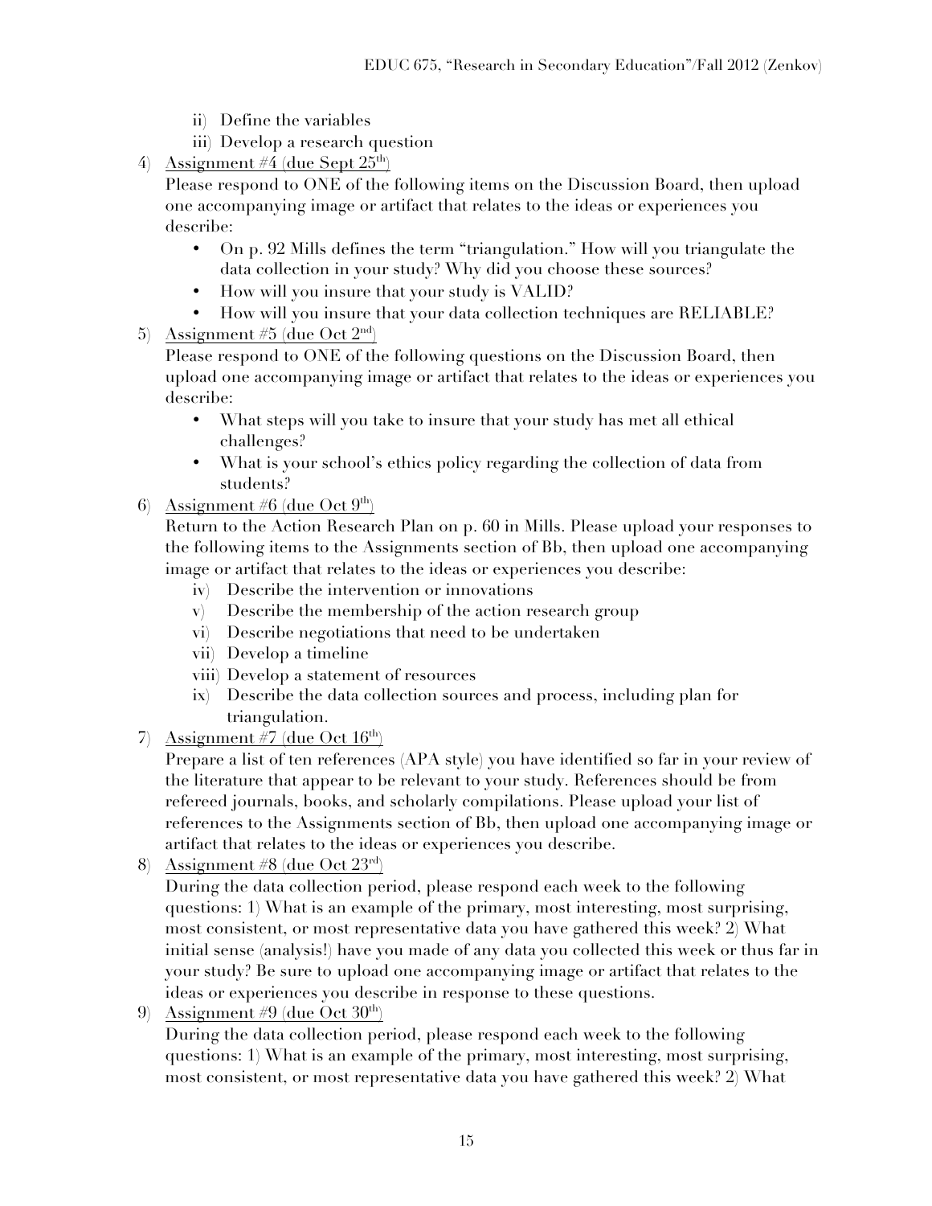ii) Define the variables
iii) Develop a research question

4) <u>Assignment #4 (due Sept 25th)</u>
   Please respond to ONE of the following items on the Discussion Board, then upload one accompanying image or artifact that relates to the ideas or experiences you describe:
   - On p. 92 Mills defines the term "triangulation." How will you triangulate the data collection in your study? Why did you choose these sources?
   - How will you insure that your study is VALID?
   - How will you insure that your data collection techniques are RELIABLE?

5) <u>Assignment #5 (due Oct 2nd)</u>
   Please respond to ONE of the following questions on the Discussion Board, then upload one accompanying image or artifact that relates to the ideas or experiences you describe:
   - What steps will you take to insure that your study has met all ethical challenges?
   - What is your school's ethics policy regarding the collection of data from students?

6) <u>Assignment #6 (due Oct 9th)</u>
   Return to the Action Research Plan on p. 60 in Mills. Please upload your responses to the following items to the Assignments section of Bb, then upload one accompanying image or artifact that relates to the ideas or experiences you describe:
   iv) Describe the intervention or innovations
   v) Describe the membership of the action research group
   vi) Describe negotiations that need to be undertaken
   vii) Develop a timeline
   viii) Develop a statement of resources
   ix) Describe the data collection sources and process, including plan for triangulation.

7) <u>Assignment #7 (due Oct 16th)</u>
   Prepare a list of ten references (APA style) you have identified so far in your review of the literature that appear to be relevant to your study. References should be from refereed journals, books, and scholarly compilations. Please upload your list of references to the Assignments section of Bb, then upload one accompanying image or artifact that relates to the ideas or experiences you describe.

8) <u>Assignment #8 (due Oct 23rd)</u>
   During the data collection period, please respond each week to the following questions: 1) What is an example of the primary, most interesting, most surprising, most consistent, or most representative data you have gathered this week? 2) What initial sense (analysis!) have you made of any data you collected this week or thus far in your study? Be sure to upload one accompanying image or artifact that relates to the ideas or experiences you describe in response to these questions.

9) <u>Assignment #9 (due Oct 30th)</u>
   During the data collection period, please respond each week to the following questions: 1) What is an example of the primary, most interesting, most surprising, most consistent, or most representative data you have gathered this week? 2) What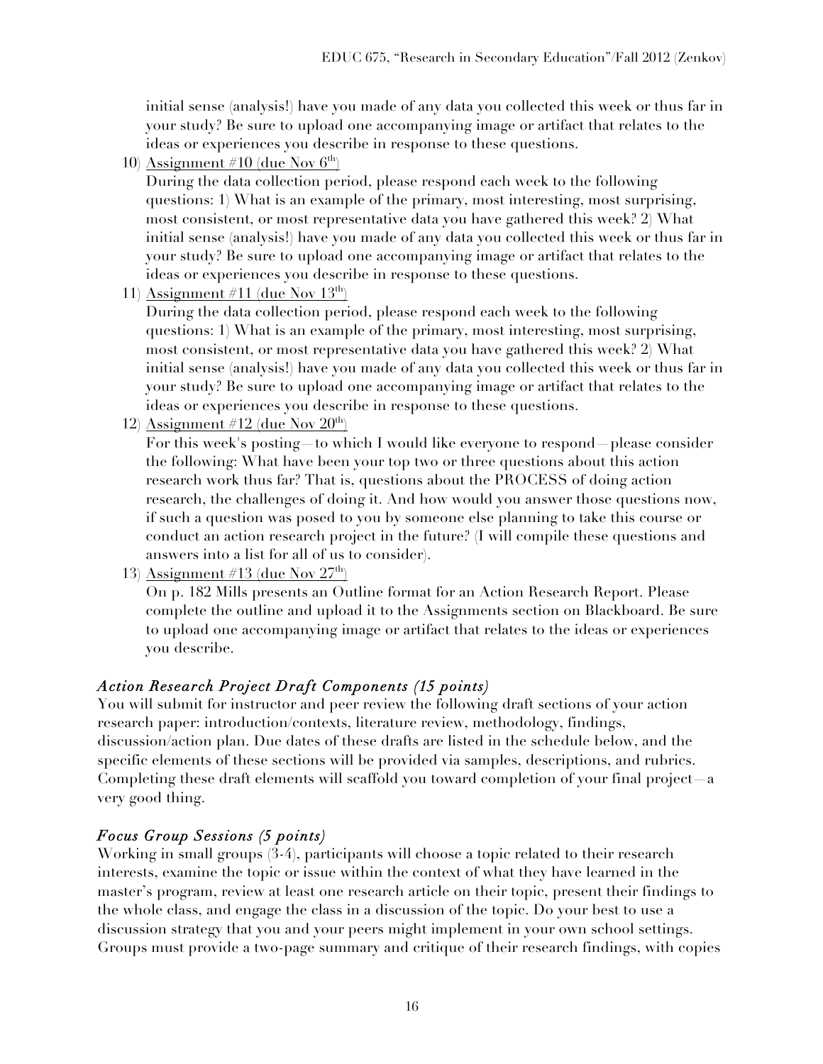initial sense (analysis!) have you made of any data you collected this week or thus far in your study? Be sure to upload one accompanying image or artifact that relates to the ideas or experiences you describe in response to these questions.

10) Assignment #10 (due Nov 6th)
During the data collection period, please respond each week to the following questions: 1) What is an example of the primary, most interesting, most surprising, most consistent, or most representative data you have gathered this week? 2) What initial sense (analysis!) have you made of any data you collected this week or thus far in your study? Be sure to upload one accompanying image or artifact that relates to the ideas or experiences you describe in response to these questions.

11) Assignment #11 (due Nov 13th)
During the data collection period, please respond each week to the following questions: 1) What is an example of the primary, most interesting, most surprising, most consistent, or most representative data you have gathered this week? 2) What initial sense (analysis!) have you made of any data you collected this week or thus far in your study? Be sure to upload one accompanying image or artifact that relates to the ideas or experiences you describe in response to these questions.

12) Assignment #12 (due Nov 20th)
For this week's posting—to which I would like everyone to respond—please consider the following: What have been your top two or three questions about this action research work thus far? That is, questions about the PROCESS of doing action research, the challenges of doing it. And how would you answer those questions now, if such a question was posed to you by someone else planning to take this course or conduct an action research project in the future? (I will compile these questions and answers into a list for all of us to consider).

13) Assignment #13 (due Nov 27th)
On p. 182 Mills presents an Outline format for an Action Research Report. Please complete the outline and upload it to the Assignments section on Blackboard. Be sure to upload one accompanying image or artifact that relates to the ideas or experiences you describe.

### *Action Research Project Draft Components (15 points)*

You will submit for instructor and peer review the following draft sections of your action research paper: introduction/contexts, literature review, methodology, findings, discussion/action plan. Due dates of these drafts are listed in the schedule below, and the specific elements of these sections will be provided via samples, descriptions, and rubrics. Completing these draft elements will scaffold you toward completion of your final project—a very good thing.

### *Focus Group Sessions (5 points)*

Working in small groups (3-4), participants will choose a topic related to their research interests, examine the topic or issue within the context of what they have learned in the master's program, review at least one research article on their topic, present their findings to the whole class, and engage the class in a discussion of the topic. Do your best to use a discussion strategy that you and your peers might implement in your own school settings. Groups must provide a two-page summary and critique of their research findings, with copies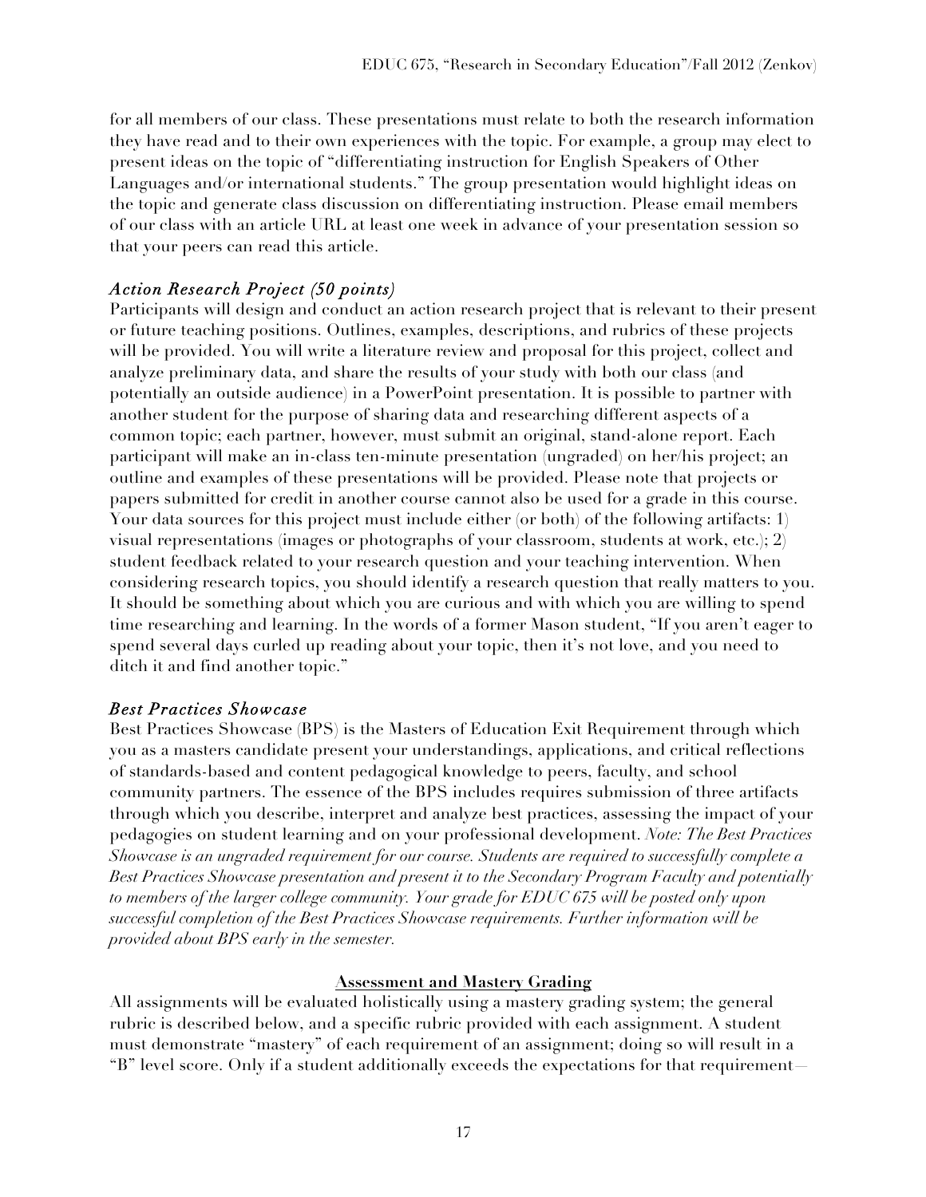for all members of our class. These presentations must relate to both the research information they have read and to their own experiences with the topic. For example, a group may elect to present ideas on the topic of "differentiating instruction for English Speakers of Other Languages and/or international students." The group presentation would highlight ideas on the topic and generate class discussion on differentiating instruction. Please email members of our class with an article URL at least one week in advance of your presentation session so that your peers can read this article.

### *Action Research Project (50 points)*

Participants will design and conduct an action research project that is relevant to their present or future teaching positions. Outlines, examples, descriptions, and rubrics of these projects will be provided. You will write a literature review and proposal for this project, collect and analyze preliminary data, and share the results of your study with both our class (and potentially an outside audience) in a PowerPoint presentation. It is possible to partner with another student for the purpose of sharing data and researching different aspects of a common topic; each partner, however, must submit an original, stand-alone report. Each participant will make an in-class ten-minute presentation (ungraded) on her/his project; an outline and examples of these presentations will be provided. Please note that projects or papers submitted for credit in another course cannot also be used for a grade in this course. Your data sources for this project must include either (or both) of the following artifacts: 1) visual representations (images or photographs of your classroom, students at work, etc.); 2) student feedback related to your research question and your teaching intervention. When considering research topics, you should identify a research question that really matters to you. It should be something about which you are curious and with which you are willing to spend time researching and learning. In the words of a former Mason student, "If you aren't eager to spend several days curled up reading about your topic, then it's not love, and you need to ditch it and find another topic."

### *Best Practices Showcase*

Best Practices Showcase (BPS) is the Masters of Education Exit Requirement through which you as a masters candidate present your understandings, applications, and critical reflections of standards-based and content pedagogical knowledge to peers, faculty, and school community partners. The essence of the BPS includes requires submission of three artifacts through which you describe, interpret and analyze best practices, assessing the impact of your pedagogies on student learning and on your professional development. *Note: The Best Practices Showcase is an ungraded requirement for our course. Students are required to successfully complete a Best Practices Showcase presentation and present it to the Secondary Program Faculty and potentially to members of the larger college community. Your grade for EDUC 675 will be posted only upon successful completion of the Best Practices Showcase requirements. Further information will be provided about BPS early in the semester.*

## **Assessment and Mastery Grading**

All assignments will be evaluated holistically using a mastery grading system; the general rubric is described below, and a specific rubric provided with each assignment. A student must demonstrate "mastery" of each requirement of an assignment; doing so will result in a "B" level score. Only if a student additionally exceeds the expectations for that requirement—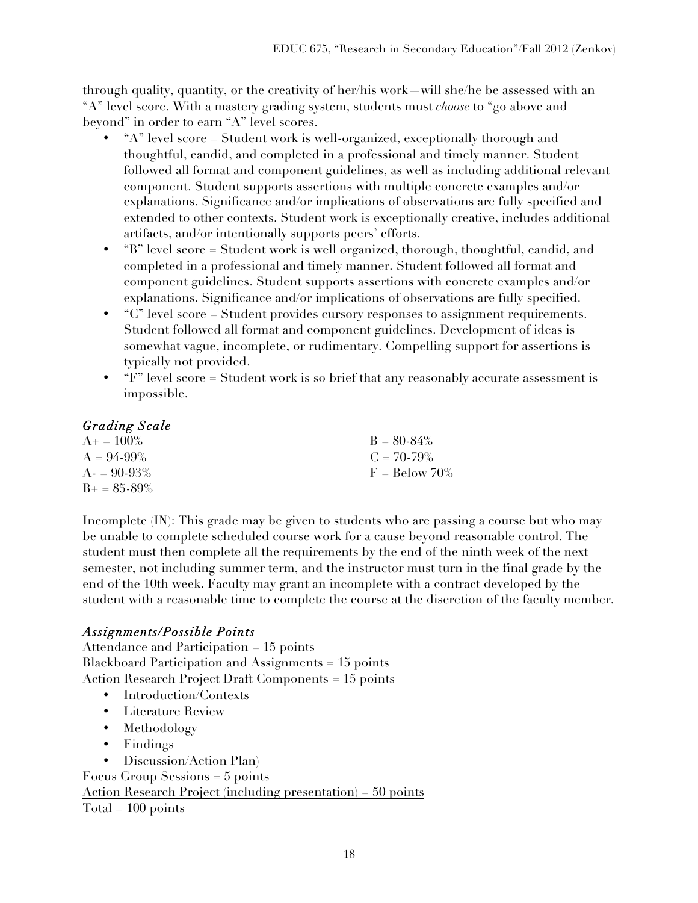through quality, quantity, or the creativity of her/his work—will she/he be assessed with an "A" level score. With a mastery grading system, students must *choose* to "go above and beyond" in order to earn "A" level scores.

- "A" level score = Student work is well-organized, exceptionally thorough and thoughtful, candid, and completed in a professional and timely manner. Student followed all format and component guidelines, as well as including additional relevant component. Student supports assertions with multiple concrete examples and/or explanations. Significance and/or implications of observations are fully specified and extended to other contexts. Student work is exceptionally creative, includes additional artifacts, and/or intentionally supports peers' efforts.
- "B" level score = Student work is well organized, thorough, thoughtful, candid, and completed in a professional and timely manner. Student followed all format and component guidelines. Student supports assertions with concrete examples and/or explanations. Significance and/or implications of observations are fully specified.
- "C" level score = Student provides cursory responses to assignment requirements. Student followed all format and component guidelines. Development of ideas is somewhat vague, incomplete, or rudimentary. Compelling support for assertions is typically not provided.
- "F" level score = Student work is so brief that any reasonably accurate assessment is impossible.

### *Grading Scale*

A+ = 100%
A = 94-99%
A- = 90-93%
B+ = 85-89%
B = 80-84%
C = 70-79%
F = Below 70%

Incomplete (IN): This grade may be given to students who are passing a course but who may be unable to complete scheduled course work for a cause beyond reasonable control. The student must then complete all the requirements by the end of the ninth week of the next semester, not including summer term, and the instructor must turn in the final grade by the end of the 10th week. Faculty may grant an incomplete with a contract developed by the student with a reasonable time to complete the course at the discretion of the faculty member.

### *Assignments/Possible Points*

Attendance and Participation = 15 points
Blackboard Participation and Assignments = 15 points
Action Research Project Draft Components = 15 points

- Introduction/Contexts
- Literature Review
- Methodology
- Findings
- Discussion/Action Plan)

Focus Group Sessions = 5 points
Action Research Project (including presentation) = 50 points
Total = 100 points